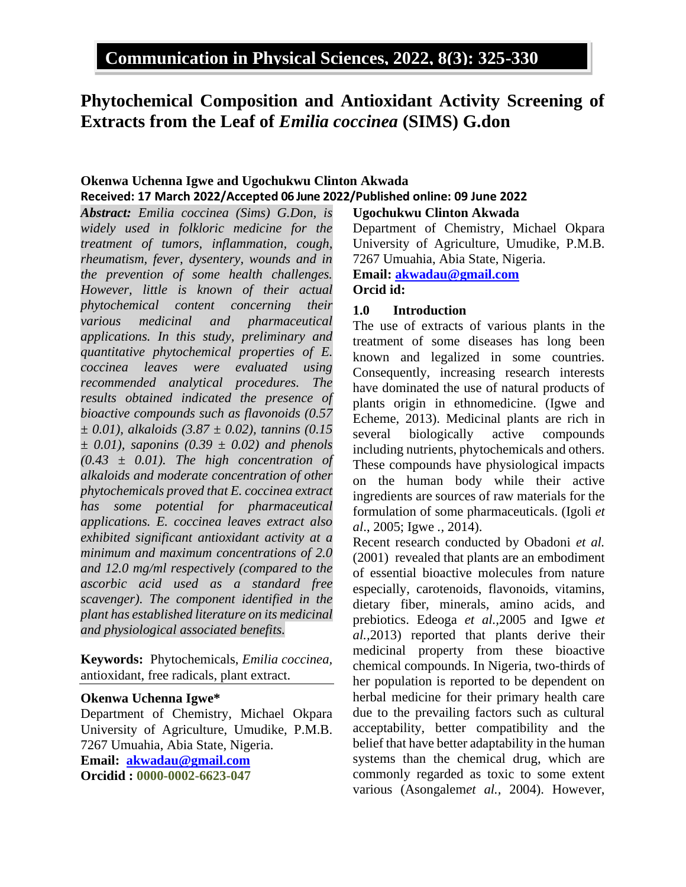# Phytochemical Composition and Antioxidant Activity Screening of Extracts from the Leaf of *Emilia coccinea* (SIMS) G.don

**Okenwa Uchenna Igwe and Ugochukwu Clinton Akwada**

**Received: 17 March 2022/Accepted 06 June 2022/Published online: 09 June 2022**

***Abstract:*** *Emilia coccinea (Sims) G.Don, is widely used in folkloric medicine for the treatment of tumors, inflammation, cough, rheumatism, fever, dysentery, wounds and in the prevention of some health challenges. However, little is known of their actual phytochemical content concerning their various medicinal and pharmaceutical applications. In this study, preliminary and quantitative phytochemical properties of E. coccinea leaves were evaluated using recommended analytical procedures. The results obtained indicated the presence of bioactive compounds such as flavonoids (0.57 ± 0.01), alkaloids (3.87 ± 0.02), tannins (0.15 ± 0.01), saponins (0.39 ± 0.02) and phenols (0.43 ± 0.01). The high concentration of alkaloids and moderate concentration of other phytochemicals proved that E. coccinea extract has some potential for pharmaceutical applications. E. coccinea leaves extract also exhibited significant antioxidant activity at a minimum and maximum concentrations of 2.0 and 12.0 mg/ml respectively (compared to the ascorbic acid used as a standard free scavenger). The component identified in the plant has established literature on its medicinal and physiological associated benefits.*

**Keywords:** Phytochemicals, *Emilia coccinea*, antioxidant, free radicals, plant extract.

**Okenwa Uchenna Igwe***
Department of Chemistry, Michael Okpara University of Agriculture, Umudike, P.M.B. 7267 Umuahia, Abia State, Nigeria.
**Email: akwadau@gmail.com**
**Orcidid : 0000-0002-6623-047**

**Ugochukwu Clinton Akwada**
Department of Chemistry, Michael Okpara University of Agriculture, Umudike, P.M.B. 7267 Umuahia, Abia State, Nigeria.
**Email: akwadau@gmail.com**
**Orcid id:**

## 1.0 Introduction

The use of extracts of various plants in the treatment of some diseases has long been known and legalized in some countries. Consequently, increasing research interests have dominated the use of natural products of plants origin in ethnomedicine. (Igwe and Echeme, 2013). Medicinal plants are rich in several biologically active compounds including nutrients, phytochemicals and others. These compounds have physiological impacts on the human body while their active ingredients are sources of raw materials for the formulation of some pharmaceuticals. (Igoli *et al*., 2005; Igwe ., 2014).

Recent research conducted by Obadoni *et al.* (2001) revealed that plants are an embodiment of essential bioactive molecules from nature especially, carotenoids, flavonoids, vitamins, dietary fiber, minerals, amino acids, and prebiotics. Edeoga *et al.*,2005 and Igwe *et al.*,2013) reported that plants derive their medicinal property from these bioactive chemical compounds. In Nigeria, two-thirds of her population is reported to be dependent on herbal medicine for their primary health care due to the prevailing factors such as cultural acceptability, better compatibility and the belief that have better adaptability in the human systems than the chemical drug, which are commonly regarded as toxic to some extent various (Asongalem*et al.*, 2004). However,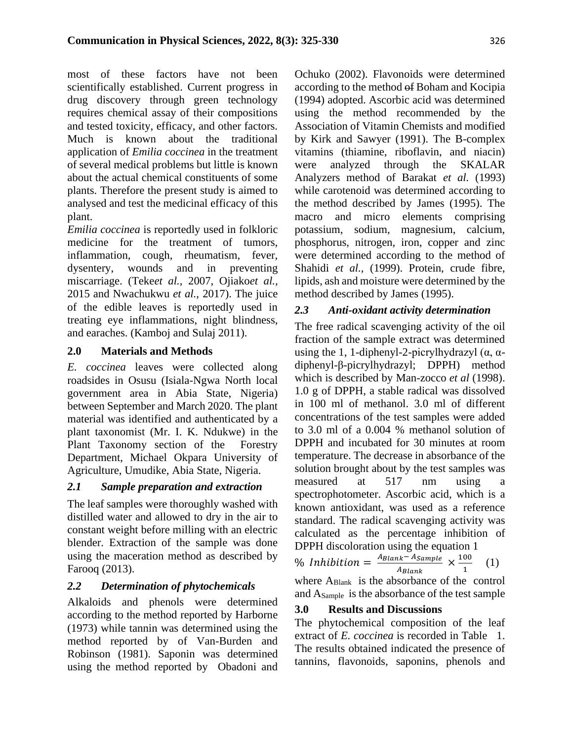most of these factors have not been scientifically established. Current progress in drug discovery through green technology requires chemical assay of their compositions and tested toxicity, efficacy, and other factors. Much is known about the traditional application of *Emilia coccinea* in the treatment of several medical problems but little is known about the actual chemical constituents of some plants. Therefore the present study is aimed to analysed and test the medicinal efficacy of this plant.

*Emilia coccinea* is reportedly used in folkloric medicine for the treatment of tumors, inflammation, cough, rheumatism, fever, dysentery, wounds and in preventing miscarriage. (Teke*et al.,* 2007, Ojiako*et al.,* 2015 and Nwachukwu *et al.,* 2017). The juice of the edible leaves is reportedly used in treating eye inflammations, night blindness, and earaches. (Kamboj and Sulaj 2011).

## 2.0 Materials and Methods

*E. coccinea* leaves were collected along roadsides in Osusu (Isiala-Ngwa North local government area in Abia State, Nigeria) between September and March 2020. The plant material was identified and authenticated by a plant taxonomist (Mr. I. K. Ndukwe) in the Plant Taxonomy section of the Forestry Department, Michael Okpara University of Agriculture, Umudike, Abia State, Nigeria.

### *2.1 Sample preparation and extraction*

The leaf samples were thoroughly washed with distilled water and allowed to dry in the air to constant weight before milling with an electric blender. Extraction of the sample was done using the maceration method as described by Farooq (2013).

### *2.2 Determination of phytochemicals*

Alkaloids and phenols were determined according to the method reported by Harborne (1973) while tannin was determined using the method reported by of Van-Burden and Robinson (1981). Saponin was determined using the method reported by Obadoni and Ochuko (2002). Flavonoids were determined according to the method ~~of~~ Boham and Kocipia (1994) adopted. Ascorbic acid was determined using the method recommended by the Association of Vitamin Chemists and modified by Kirk and Sawyer (1991). The B-complex vitamins (thiamine, riboflavin, and niacin) were analyzed through the SKALAR Analyzers method of Barakat *et al.* (1993) while carotenoid was determined according to the method described by James (1995). The macro and micro elements comprising potassium, sodium, magnesium, calcium, phosphorus, nitrogen, iron, copper and zinc were determined according to the method of Shahidi *et al.,* (1999). Protein, crude fibre, lipids, ash and moisture were determined by the method described by James (1995).

### *2.3 Anti-oxidant activity determination*

The free radical scavenging activity of the oil fraction of the sample extract was determined using the 1, 1-diphenyl-2-picrylhydrazyl (α, α-diphenyl-β-picrylhydrazyl; DPPH) method which is described by Man-zocco *et al* (1998). 1.0 g of DPPH, a stable radical was dissolved in 100 ml of methanol. 3.0 ml of different concentrations of the test samples were added to 3.0 ml of a 0.004 % methanol solution of DPPH and incubated for 30 minutes at room temperature. The decrease in absorbance of the solution brought about by the test samples was measured at 517 nm using a spectrophotometer. Ascorbic acid, which is a known antioxidant, was used as a reference standard. The radical scavenging activity was calculated as the percentage inhibition of DPPH discoloration using the equation 1

$$\%\ Inhibition = \frac{A_{Blank} - A_{Sample}}{A_{Blank}} \times \frac{100}{1} \quad (1)$$

where $A_{Blank}$ is the absorbance of the control and $A_{Sample}$ is the absorbance of the test sample

## 3.0 Results and Discussions

The phytochemical composition of the leaf extract of *E. coccinea* is recorded in Table 1. The results obtained indicated the presence of tannins, flavonoids, saponins, phenols and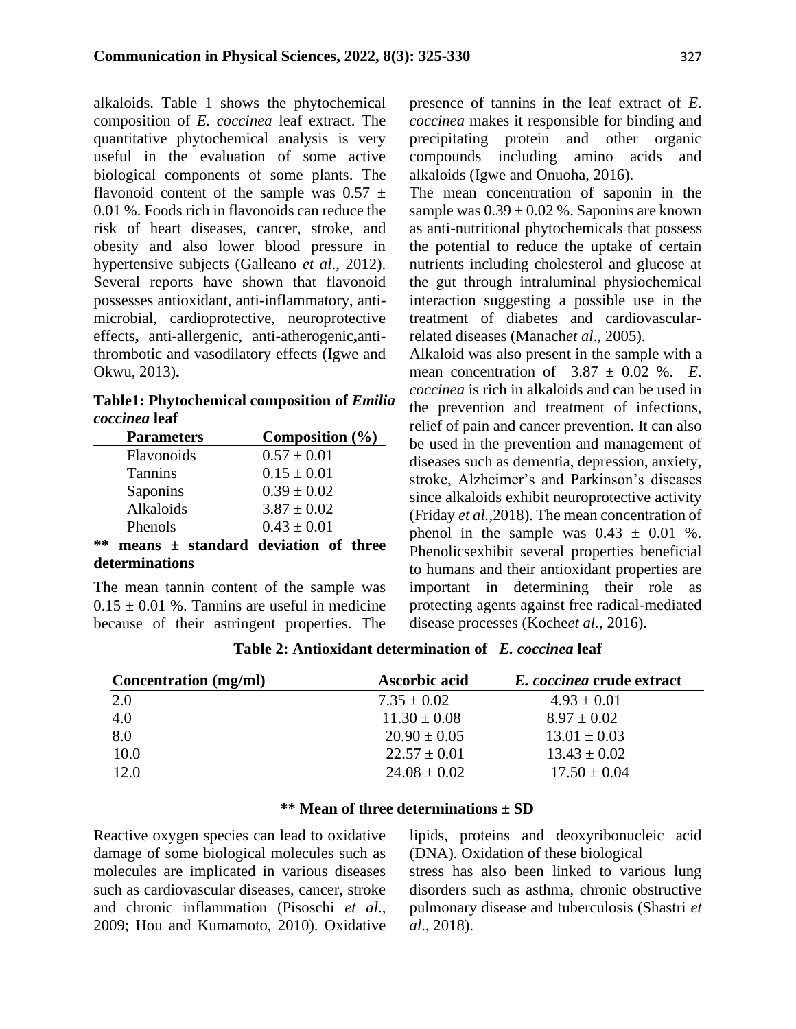alkaloids. Table 1 shows the phytochemical composition of *E. coccinea* leaf extract. The quantitative phytochemical analysis is very useful in the evaluation of some active biological components of some plants. The flavonoid content of the sample was 0.57 ± 0.01 %. Foods rich in flavonoids can reduce the risk of heart diseases, cancer, stroke, and obesity and also lower blood pressure in hypertensive subjects (Galleano *et al*., 2012). Several reports have shown that flavonoid possesses antioxidant, anti-inflammatory, anti-microbial, cardioprotective, neuroprotective effects**,** anti-allergenic, anti-atherogenic**,**anti-thrombotic and vasodilatory effects (Igwe and Okwu, 2013)**.**

**Table1: Phytochemical composition of *Emilia coccinea* leaf**

| Parameters | Composition (%) |
|---|---|
| Flavonoids | 0.57 ± 0.01 |
| Tannins | 0.15 ± 0.01 |
| Saponins | 0.39 ± 0.02 |
| Alkaloids | 3.87 ± 0.02 |
| Phenols | 0.43 ± 0.01 |

**\*\* means ± standard deviation of three determinations**

The mean tannin content of the sample was 0.15 ± 0.01 %. Tannins are useful in medicine because of their astringent properties. The presence of tannins in the leaf extract of *E. coccinea* makes it responsible for binding and precipitating protein and other organic compounds including amino acids and alkaloids (Igwe and Onuoha, 2016).

The mean concentration of saponin in the sample was 0.39 ± 0.02 %. Saponins are known as anti-nutritional phytochemicals that possess the potential to reduce the uptake of certain nutrients including cholesterol and glucose at the gut through intraluminal physiochemical interaction suggesting a possible use in the treatment of diabetes and cardiovascular-related diseases (Manach*et al*., 2005).

Alkaloid was also present in the sample with a mean concentration of 3.87 ± 0.02 %. *E. coccinea* is rich in alkaloids and can be used in the prevention and treatment of infections, relief of pain and cancer prevention. It can also be used in the prevention and management of diseases such as dementia, depression, anxiety, stroke, Alzheimer's and Parkinson's diseases since alkaloids exhibit neuroprotective activity (Friday *et al.,*2018). The mean concentration of phenol in the sample was 0.43 ± 0.01 %. Phenolicsexhibit several properties beneficial to humans and their antioxidant properties are important in determining their role as protecting agents against free radical-mediated disease processes (Koche*et al.,* 2016).

**Table 2: Antioxidant determination of *E. coccinea* leaf**

| Concentration (mg/ml) | Ascorbic acid | *E. coccinea* crude extract |
|---|---|---|
| 2.0 | 7.35 ± 0.02 | 4.93 ± 0.01 |
| 4.0 | 11.30 ± 0.08 | 8.97 ± 0.02 |
| 8.0 | 20.90 ± 0.05 | 13.01 ± 0.03 |
| 10.0 | 22.57 ± 0.01 | 13.43 ± 0.02 |
| 12.0 | 24.08 ± 0.02 | 17.50 ± 0.04 |

**\*\* Mean of three determinations ± SD**

Reactive oxygen species can lead to oxidative damage of some biological molecules such as lipids, proteins and deoxyribonucleic acid (DNA). Oxidation of these biological molecules are implicated in various diseases such as cardiovascular diseases, cancer, stroke and chronic inflammation (Pisoschi *et al*., 2009; Hou and Kumamoto, 2010). Oxidative stress has also been linked to various lung disorders such as asthma, chronic obstructive pulmonary disease and tuberculosis (Shastri *et al*., 2018).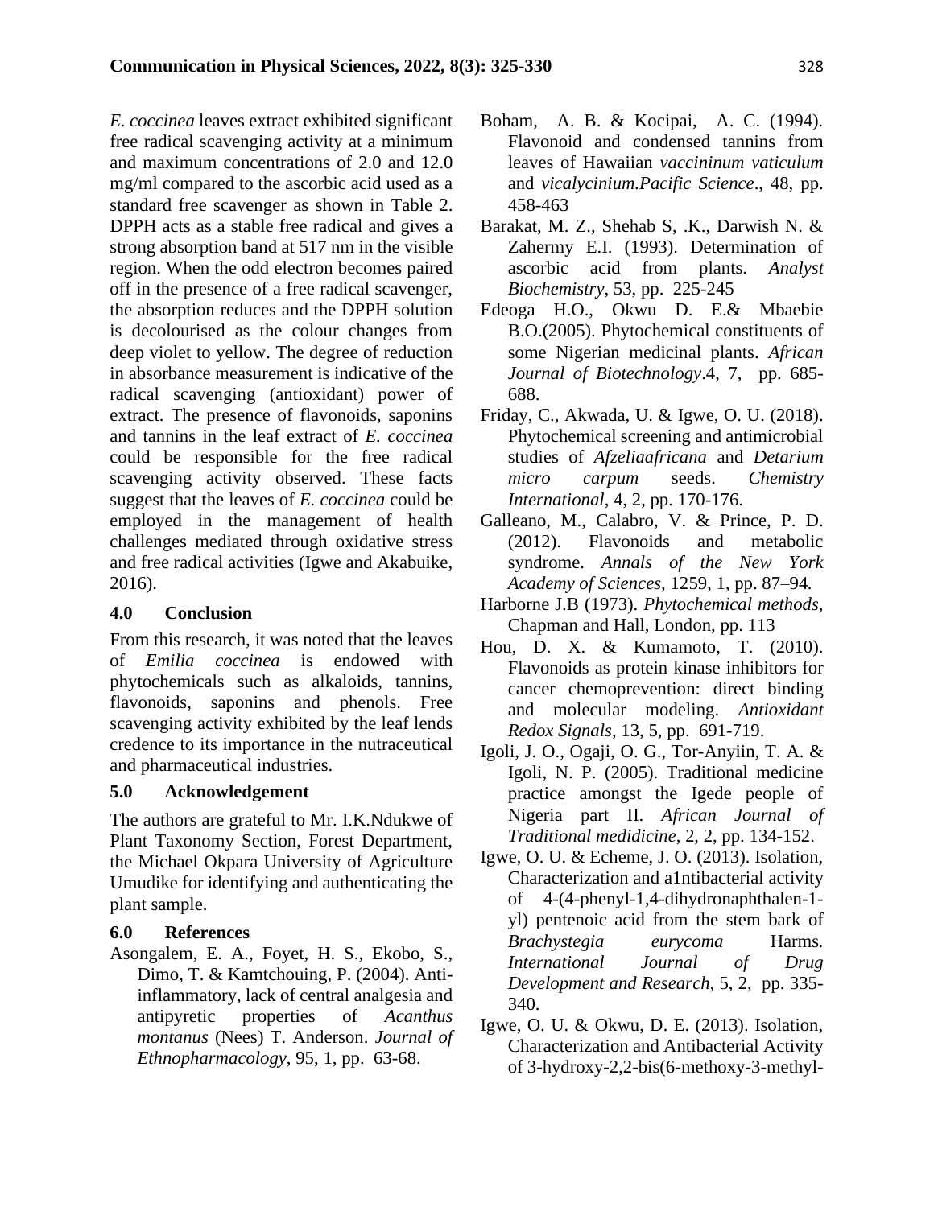*E. coccinea* leaves extract exhibited significant free radical scavenging activity at a minimum and maximum concentrations of 2.0 and 12.0 mg/ml compared to the ascorbic acid used as a standard free scavenger as shown in Table 2. DPPH acts as a stable free radical and gives a strong absorption band at 517 nm in the visible region. When the odd electron becomes paired off in the presence of a free radical scavenger, the absorption reduces and the DPPH solution is decolourised as the colour changes from deep violet to yellow. The degree of reduction in absorbance measurement is indicative of the radical scavenging (antioxidant) power of extract. The presence of flavonoids, saponins and tannins in the leaf extract of *E. coccinea* could be responsible for the free radical scavenging activity observed. These facts suggest that the leaves of *E. coccinea* could be employed in the management of health challenges mediated through oxidative stress and free radical activities (Igwe and Akabuike, 2016).

## 4.0 Conclusion

From this research, it was noted that the leaves of *Emilia coccinea* is endowed with phytochemicals such as alkaloids, tannins, flavonoids, saponins and phenols. Free scavenging activity exhibited by the leaf lends credence to its importance in the nutraceutical and pharmaceutical industries.

## 5.0 Acknowledgement

The authors are grateful to Mr. I.K.Ndukwe of Plant Taxonomy Section, Forest Department, the Michael Okpara University of Agriculture Umudike for identifying and authenticating the plant sample.

## 6.0 References

Asongalem, E. A., Foyet, H. S., Ekobo, S., Dimo, T. & Kamtchouing, P. (2004). Anti-inflammatory, lack of central analgesia and antipyretic properties of *Acanthus montanus* (Nees) T. Anderson. *Journal of Ethnopharmacology*, 95, 1, pp. 63-68.

Boham, A. B. & Kocipai, A. C. (1994). Flavonoid and condensed tannins from leaves of Hawaiian *vaccininum vaticulum* and *vicalycinium.Pacific Science*., 48, pp. 458-463

Barakat, M. Z., Shehab S, .K., Darwish N. & Zahermy E.I. (1993). Determination of ascorbic acid from plants. *Analyst Biochemistry*, 53, pp. 225-245

Edeoga H.O., Okwu D. E.& Mbaebie B.O.(2005). Phytochemical constituents of some Nigerian medicinal plants. *African Journal of Biotechnology*.4, 7, pp. 685-688.

Friday, C., Akwada, U. & Igwe, O. U. (2018). Phytochemical screening and antimicrobial studies of *Afzeliaafricana* and *Detarium micro carpum* seeds. *Chemistry International*, 4, 2, pp. 170-176.

Galleano, M., Calabro, V. & Prince, P. D. (2012). Flavonoids and metabolic syndrome. *Annals of the New York Academy of Sciences,* 1259, 1, pp. 87–94*.*

Harborne J.B (1973). *Phytochemical methods*, Chapman and Hall, London, pp. 113

Hou, D. X. & Kumamoto, T. (2010). Flavonoids as protein kinase inhibitors for cancer chemoprevention: direct binding and molecular modeling. *Antioxidant Redox Signals*, 13, 5, pp. 691-719.

Igoli, J. O., Ogaji, O. G., Tor-Anyiin, T. A. & Igoli, N. P. (2005). Traditional medicine practice amongst the Igede people of Nigeria part II. *African Journal of Traditional medidicine*, 2, 2, pp. 134-152.

Igwe, O. U. & Echeme, J. O. (2013). Isolation, Characterization and a1ntibacterial activity of 4-(4-phenyl-1,4-dihydronaphthalen-1-yl) pentenoic acid from the stem bark of *Brachystegia eurycoma* Harms*. International Journal of Drug Development and Research,* 5, 2, pp. 335-340.

Igwe, O. U. & Okwu, D. E. (2013). Isolation, Characterization and Antibacterial Activity of 3-hydroxy-2,2-bis(6-methoxy-3-methyl-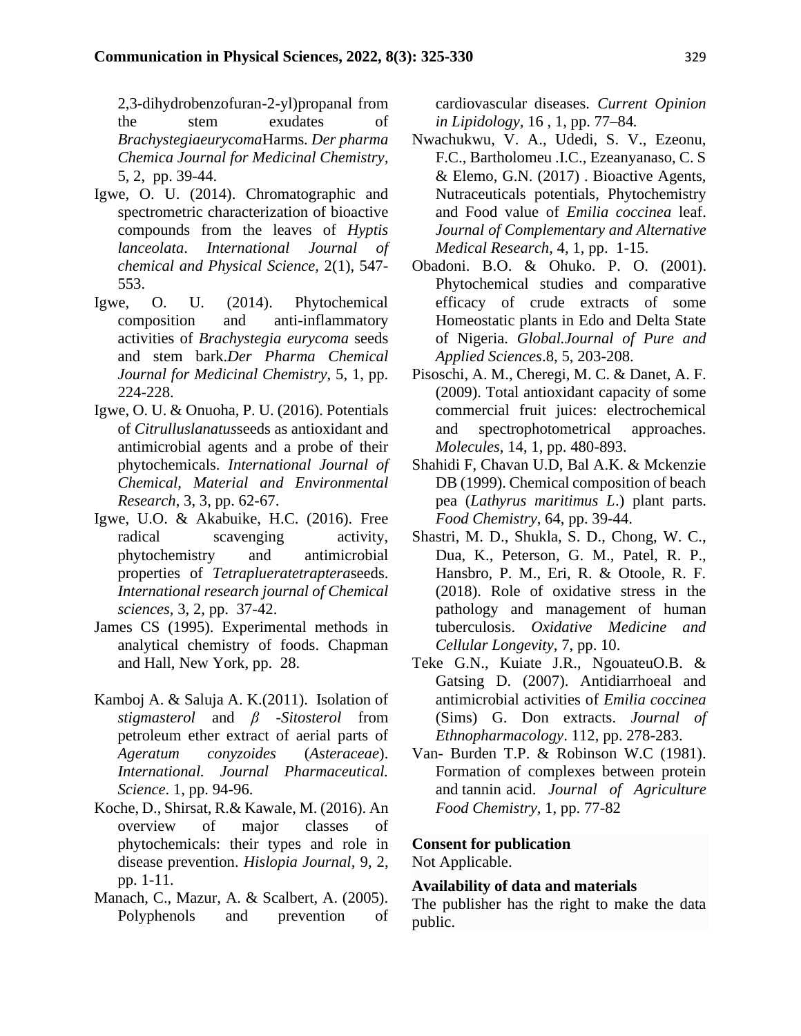2,3-dihydrobenzofuran-2-yl)propanal from the stem exudates of *Brachystegiaeurycoma*Harms. *Der pharma Chemica Journal for Medicinal Chemistry,* 5, 2, pp. 39-44.

Igwe, O. U. (2014). Chromatographic and spectrometric characterization of bioactive compounds from the leaves of *Hyptis lanceolata*. *International Journal of chemical and Physical Science,* 2(1), 547-553.

Igwe, O. U. (2014). Phytochemical composition and anti-inflammatory activities of *Brachystegia eurycoma* seeds and stem bark.*Der Pharma Chemical Journal for Medicinal Chemistry*, 5, 1, pp. 224-228.

Igwe, O. U. & Onuoha, P. U. (2016). Potentials of *Citrulluslanatus*seeds as antioxidant and antimicrobial agents and a probe of their phytochemicals. *International Journal of Chemical, Material and Environmental Research*, 3, 3, pp. 62-67.

Igwe, U.O. & Akabuike, H.C. (2016). Free radical scavenging activity, phytochemistry and antimicrobial properties of *Tetraplueratetraptera*seeds. *International research journal of Chemical sciences*, 3, 2, pp. 37-42.

James CS (1995). Experimental methods in analytical chemistry of foods. Chapman and Hall, New York, pp. 28.

Kamboj A. & Saluja A. K.(2011). Isolation of *stigmasterol* and *β -Sitosterol* from petroleum ether extract of aerial parts of *Ageratum conyzoides* (*Asteraceae*). *International. Journal Pharmaceutical. Science*. 1, pp. 94-96.

Koche, D., Shirsat, R.& Kawale, M. (2016). An overview of major classes of phytochemicals: their types and role in disease prevention. *Hislopia Journal*, 9, 2, pp. 1-11.

Manach, C., Mazur, A. & Scalbert, A. (2005). Polyphenols and prevention of cardiovascular diseases. *Current Opinion in Lipidology*, 16 , 1, pp. 77–84.

Nwachukwu, V. A., Udedi, S. V., Ezeonu, F.C., Bartholomeu .I.C., Ezeanyanaso, C. S & Elemo, G.N. (2017) . Bioactive Agents, Nutraceuticals potentials, Phytochemistry and Food value of *Emilia coccinea* leaf. *Journal of Complementary and Alternative Medical Research*, 4, 1, pp. 1-15.

Obadoni. B.O. & Ohuko. P. O. (2001). Phytochemical studies and comparative efficacy of crude extracts of some Homeostatic plants in Edo and Delta State of Nigeria. *Global.Journal of Pure and Applied Sciences*.8, 5, 203-208.

Pisoschi, A. M., Cheregi, M. C. & Danet, A. F. (2009). Total antioxidant capacity of some commercial fruit juices: electrochemical and spectrophotometrical approaches. *Molecules*, 14, 1, pp. 480-893.

Shahidi F, Chavan U.D, Bal A.K. & Mckenzie DB (1999). Chemical composition of beach pea (*Lathyrus maritimus L*.) plant parts. *Food Chemistry*, 64, pp. 39-44.

Shastri, M. D., Shukla, S. D., Chong, W. C., Dua, K., Peterson, G. M., Patel, R. P., Hansbro, P. M., Eri, R. & Otoole, R. F. (2018). Role of oxidative stress in the pathology and management of human tuberculosis. *Oxidative Medicine and Cellular Longevity*, 7, pp. 10.

Teke G.N., Kuiate J.R., NgouateuO.B. & Gatsing D. (2007). Antidiarrhoeal and antimicrobial activities of *Emilia coccinea* (Sims) G. Don extracts. *Journal of Ethnopharmacology*. 112, pp. 278-283.

Van- Burden T.P. & Robinson W.C (1981). Formation of complexes between protein and tannin acid. *Journal of Agriculture Food Chemistry*, 1, pp. 77-82

**Consent for publication**

Not Applicable.

**Availability of data and materials**

The publisher has the right to make the data public.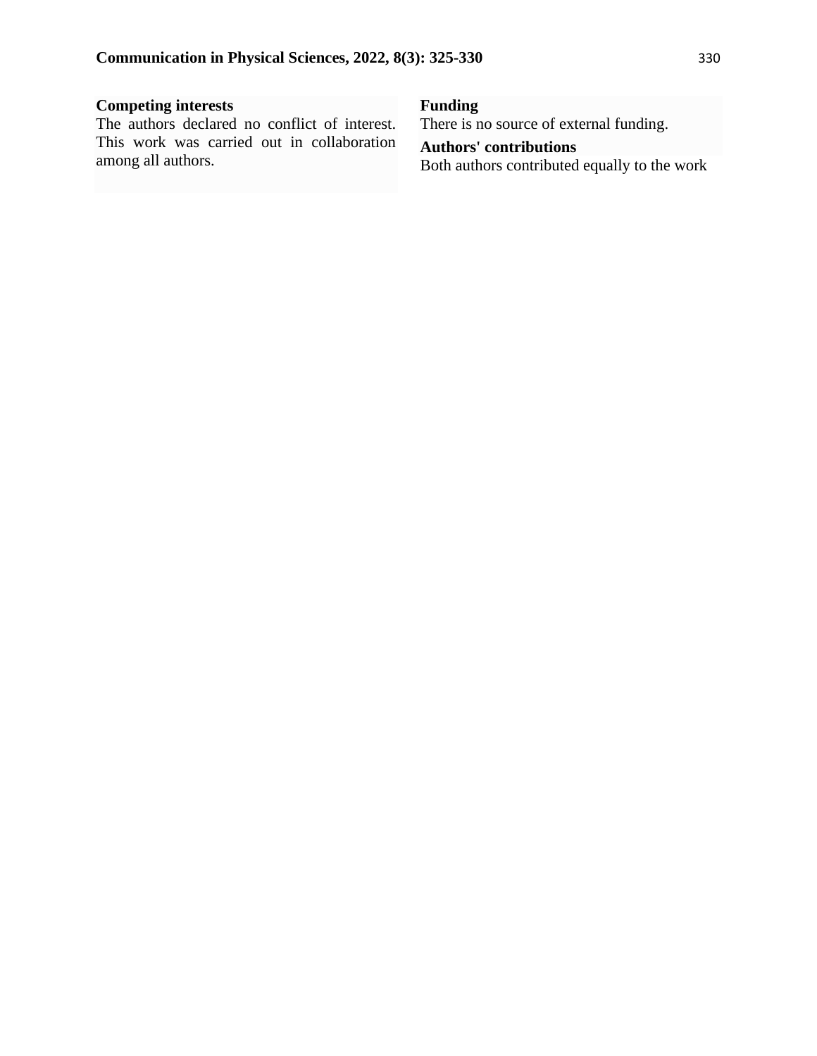**Competing interests**

The authors declared no conflict of interest. This work was carried out in collaboration among all authors.

**Funding**

There is no source of external funding.

**Authors' contributions**

Both authors contributed equally to the work